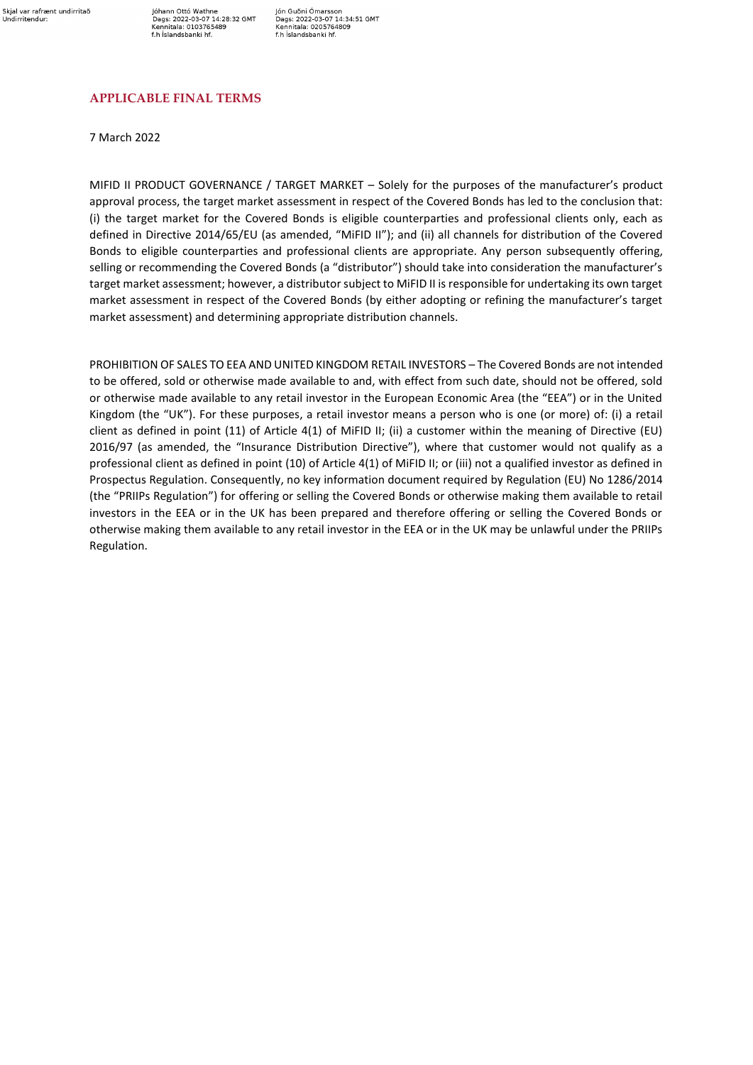## APPLICABLE FINAL TERMS

7 March 2022

MIFID II PRODUCT GOVERNANCE / TARGET MARKET – Solely for the purposes of the manufacturer's product approval process, the target market assessment in respect of the Covered Bonds has led to the conclusion that: (i) the target market for the Covered Bonds is eligible counterparties and professional clients only, each as defined in Directive 2014/65/EU (as amended, "MiFID II"); and (ii) all channels for distribution of the Covered Bonds to eligible counterparties and professional clients are appropriate. Any person subsequently offering, selling or recommending the Covered Bonds (a "distributor") should take into consideration the manufacturer's target market assessment; however, a distributor subject to MiFID II is responsible for undertaking its own target market assessment in respect of the Covered Bonds (by either adopting or refining the manufacturer's target market assessment) and determining appropriate distribution channels.

PROHIBITION OF SALES TO EEA AND UNITED KINGDOM RETAIL INVESTORS – The Covered Bonds are not intended to be offered, sold or otherwise made available to and, with effect from such date, should not be offered, sold or otherwise made available to any retail investor in the European Economic Area (the "EEA") or in the United Kingdom (the "UK"). For these purposes, a retail investor means a person who is one (or more) of: (i) a retail client as defined in point (11) of Article 4(1) of MiFID II; (ii) a customer within the meaning of Directive (EU) 2016/97 (as amended, the "Insurance Distribution Directive"), where that customer would not qualify as a professional client as defined in point (10) of Article 4(1) of MiFID II; or (iii) not a qualified investor as defined in Prospectus Regulation. Consequently, no key information document required by Regulation (EU) No 1286/2014 (the "PRIIPs Regulation") for offering or selling the Covered Bonds or otherwise making them available to retail investors in the EEA or in the UK has been prepared and therefore offering or selling the Covered Bonds or otherwise making them available to any retail investor in the EEA or in the UK may be unlawful under the PRIIPs Regulation.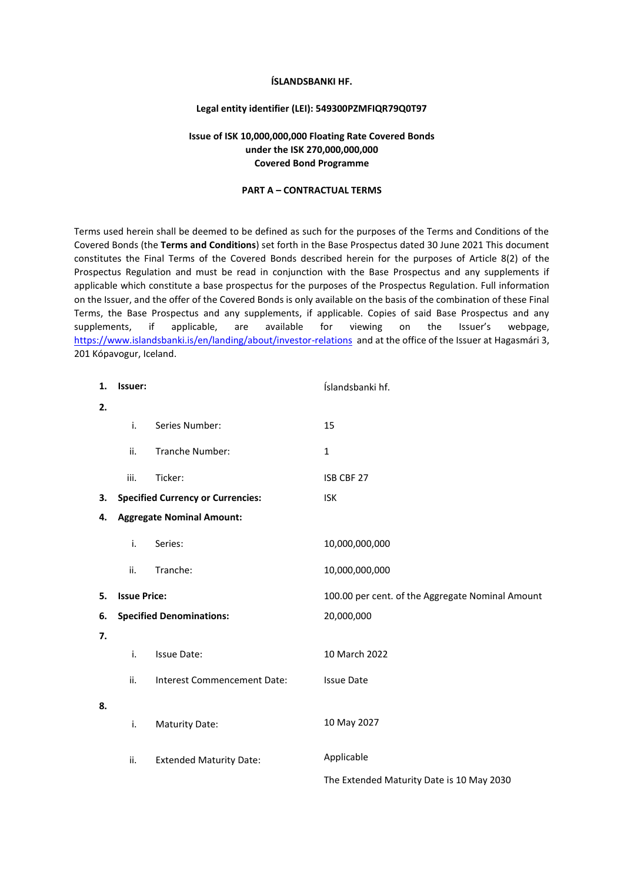**ÍSLANDSBANKI HF.**

**Legal entity identifier (LEI): 549300PZMFIQR79Q0T97**

**Issue of ISK 10,000,000,000 Floating Rate Covered Bonds under the ISK 270,000,000,000 Covered Bond Programme**

**PART A – CONTRACTUAL TERMS**

Terms used herein shall be deemed to be defined as such for the purposes of the Terms and Conditions of the Covered Bonds (the **Terms and Conditions**) set forth in the Base Prospectus dated 30 June 2021 This document constitutes the Final Terms of the Covered Bonds described herein for the purposes of Article 8(2) of the Prospectus Regulation and must be read in conjunction with the Base Prospectus and any supplements if applicable which constitute a base prospectus for the purposes of the Prospectus Regulation. Full information on the Issuer, and the offer of the Covered Bonds is only available on the basis of the combination of these Final Terms, the Base Prospectus and any supplements, if applicable. Copies of said Base Prospectus and any supplements, if applicable, are available for viewing on the Issuer's webpage, https://www.islandsbanki.is/en/landing/about/investor-relations and at the office of the Issuer at Hagasmári 3, 201 Kópavogur, Iceland.

| | | | |
|---|---|---|---|
| **1.** | **Issuer:** | | Íslandsbanki hf. |
| **2.** | | | |
| | i. | Series Number: | 15 |
| | ii. | Tranche Number: | 1 |
| | iii. | Ticker: | ISB CBF 27 |
| **3.** | **Specified Currency or Currencies:** | | ISK |
| **4.** | **Aggregate Nominal Amount:** | | |
| | i. | Series: | 10,000,000,000 |
| | ii. | Tranche: | 10,000,000,000 |
| **5.** | **Issue Price:** | | 100.00 per cent. of the Aggregate Nominal Amount |
| **6.** | **Specified Denominations:** | | 20,000,000 |
| **7.** | | | |
| | i. | Issue Date: | 10 March 2022 |
| | ii. | Interest Commencement Date: | Issue Date |
| **8.** | | | |
| | i. | Maturity Date: | 10 May 2027 |
| | ii. | Extended Maturity Date: | Applicable<br>The Extended Maturity Date is 10 May 2030 |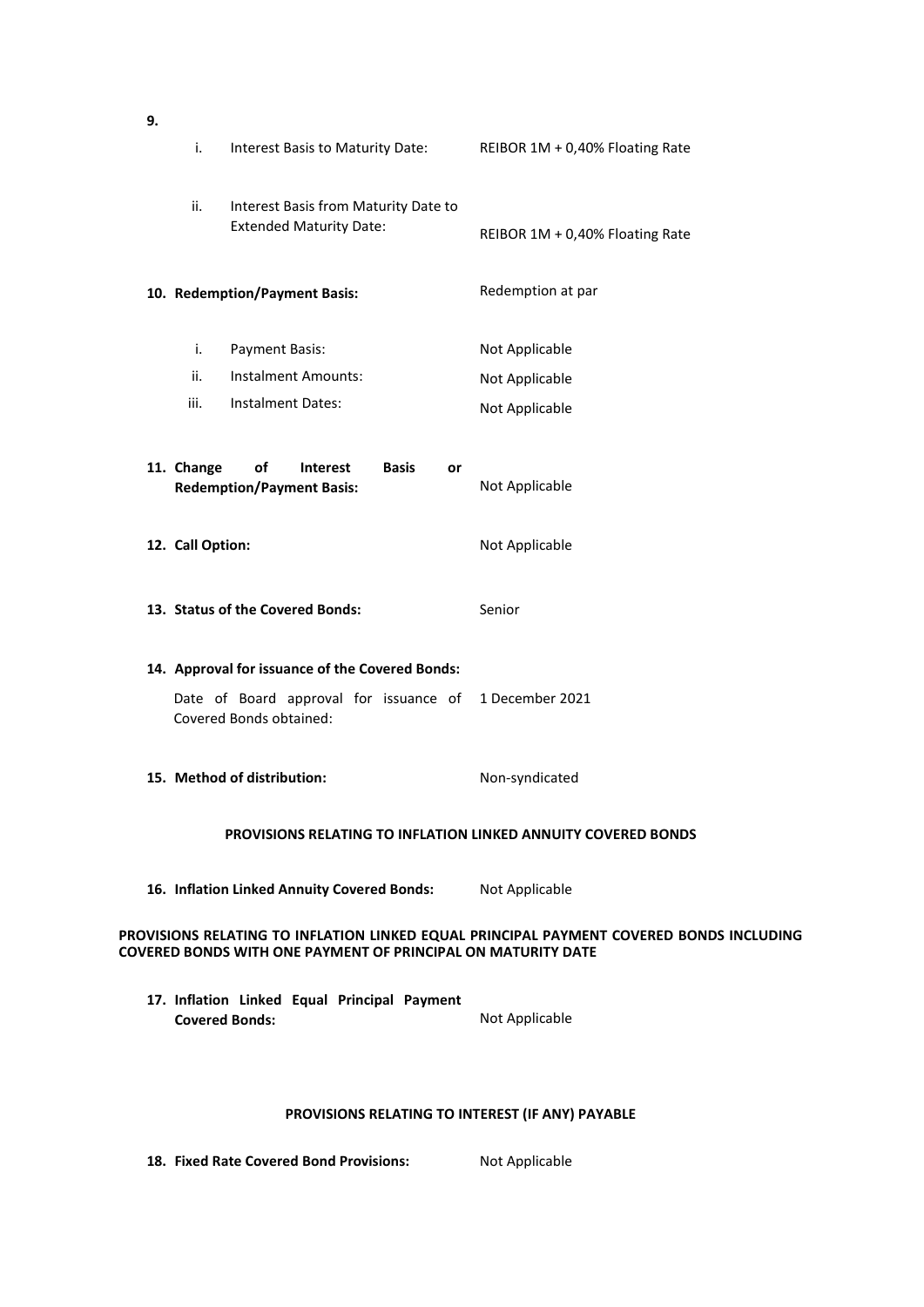**9.**

| | | |
|---|---|---|
| i. | Interest Basis to Maturity Date: | REIBOR 1M + 0,40% Floating Rate |
| ii. | Interest Basis from Maturity Date to Extended Maturity Date: | REIBOR 1M + 0,40% Floating Rate |

**10. Redemption/Payment Basis:** Redemption at par

| | | |
|---|---|---|
| i. | Payment Basis: | Not Applicable |
| ii. | Instalment Amounts: | Not Applicable |
| iii. | Instalment Dates: | Not Applicable |

**11. Change of Interest Basis or Redemption/Payment Basis:** Not Applicable

**12. Call Option:** Not Applicable

**13. Status of the Covered Bonds:** Senior

**14. Approval for issuance of the Covered Bonds:**

Date of Board approval for issuance of Covered Bonds obtained: 1 December 2021

**15. Method of distribution:** Non-syndicated

**PROVISIONS RELATING TO INFLATION LINKED ANNUITY COVERED BONDS**

**16. Inflation Linked Annuity Covered Bonds:** Not Applicable

**PROVISIONS RELATING TO INFLATION LINKED EQUAL PRINCIPAL PAYMENT COVERED BONDS INCLUDING COVERED BONDS WITH ONE PAYMENT OF PRINCIPAL ON MATURITY DATE**

**17. Inflation Linked Equal Principal Payment Covered Bonds:** Not Applicable

**PROVISIONS RELATING TO INTEREST (IF ANY) PAYABLE**

**18. Fixed Rate Covered Bond Provisions:** Not Applicable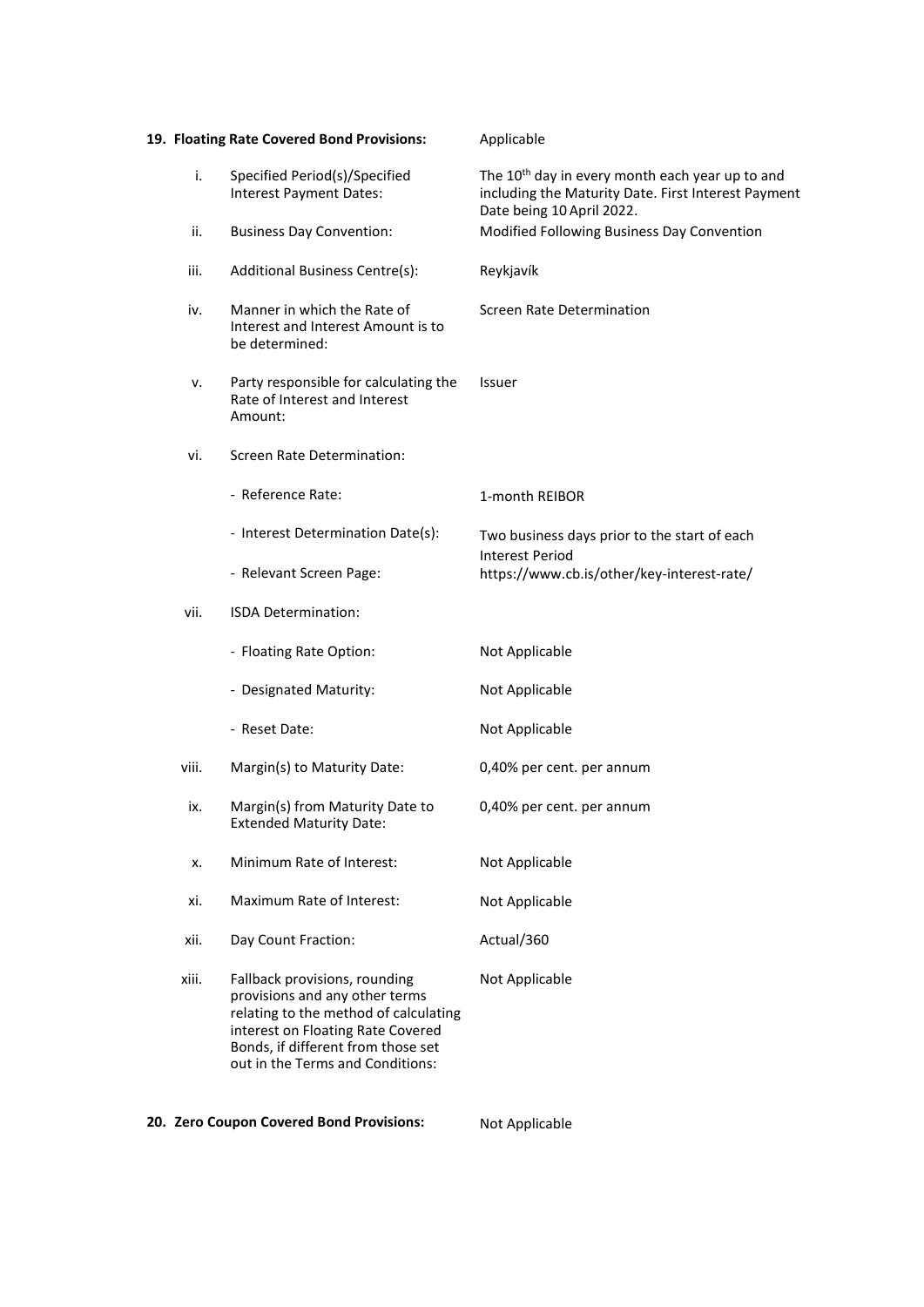**19. Floating Rate Covered Bond Provisions:** Applicable

| | | |
|---|---|---|
| i. | Specified Period(s)/Specified Interest Payment Dates: | The 10th day in every month each year up to and including the Maturity Date. First Interest Payment Date being 10 April 2022. |
| ii. | Business Day Convention: | Modified Following Business Day Convention |
| iii. | Additional Business Centre(s): | Reykjavík |
| iv. | Manner in which the Rate of Interest and Interest Amount is to be determined: | Screen Rate Determination |
| v. | Party responsible for calculating the Rate of Interest and Interest Amount: | Issuer |
| vi. | Screen Rate Determination: | |
| | - Reference Rate: | 1-month REIBOR |
| | - Interest Determination Date(s): | Two business days prior to the start of each Interest Period |
| | - Relevant Screen Page: | https://www.cb.is/other/key-interest-rate/ |
| vii. | ISDA Determination: | |
| | - Floating Rate Option: | Not Applicable |
| | - Designated Maturity: | Not Applicable |
| | - Reset Date: | Not Applicable |
| viii. | Margin(s) to Maturity Date: | 0,40% per cent. per annum |
| ix. | Margin(s) from Maturity Date to Extended Maturity Date: | 0,40% per cent. per annum |
| x. | Minimum Rate of Interest: | Not Applicable |
| xi. | Maximum Rate of Interest: | Not Applicable |
| xii. | Day Count Fraction: | Actual/360 |
| xiii. | Fallback provisions, rounding provisions and any other terms relating to the method of calculating interest on Floating Rate Covered Bonds, if different from those set out in the Terms and Conditions: | Not Applicable |

**20. Zero Coupon Covered Bond Provisions:** Not Applicable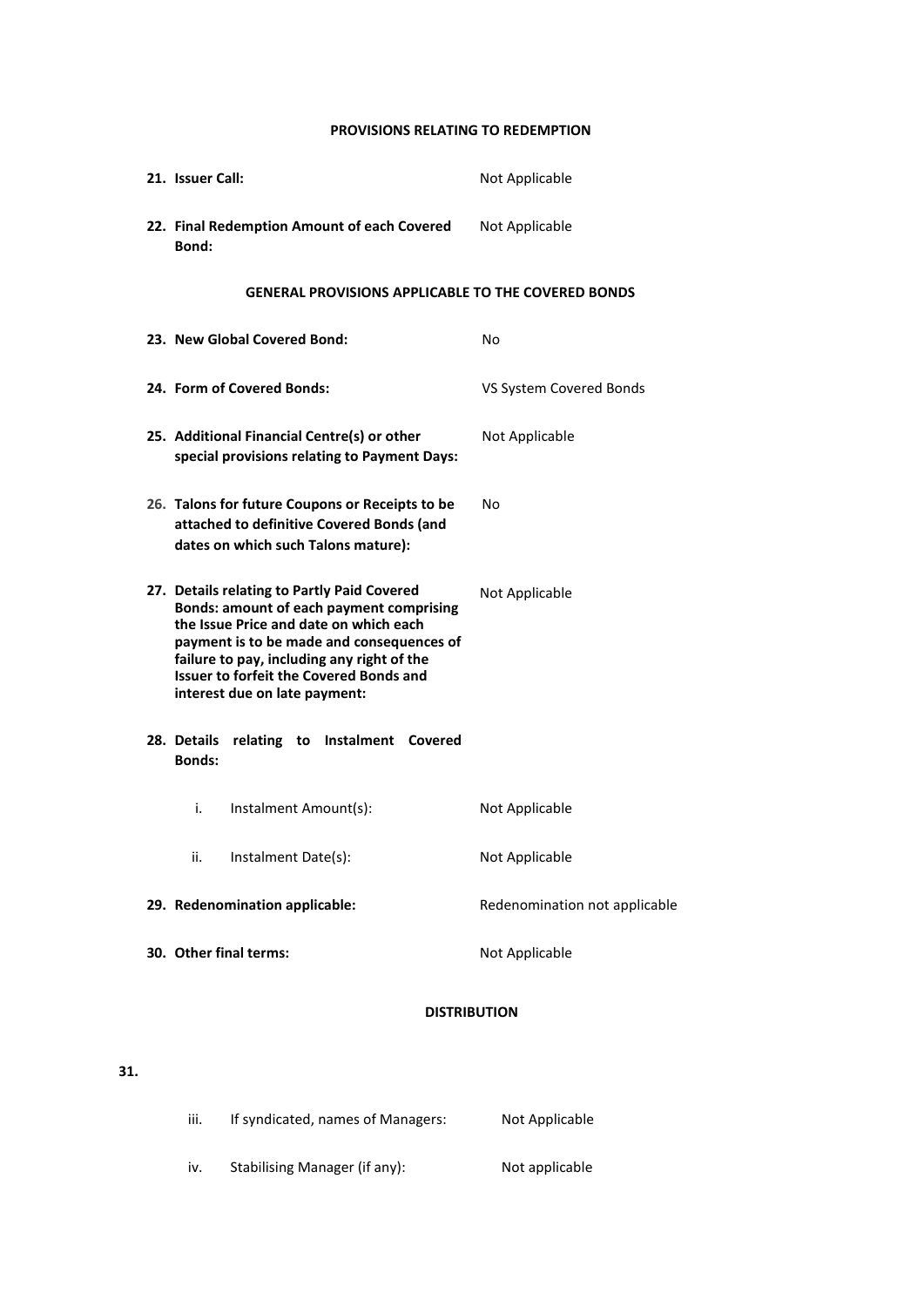**PROVISIONS RELATING TO REDEMPTION**

| | |
|---|---|
| **21. Issuer Call:** | Not Applicable |
| **22. Final Redemption Amount of each Covered Bond:** | Not Applicable |

**GENERAL PROVISIONS APPLICABLE TO THE COVERED BONDS**

| | |
|---|---|
| **23. New Global Covered Bond:** | No |
| **24. Form of Covered Bonds:** | VS System Covered Bonds |
| **25. Additional Financial Centre(s) or other special provisions relating to Payment Days:** | Not Applicable |
| **26. Talons for future Coupons or Receipts to be attached to definitive Covered Bonds (and dates on which such Talons mature):** | No |
| **27. Details relating to Partly Paid Covered Bonds: amount of each payment comprising the Issue Price and date on which each payment is to be made and consequences of failure to pay, including any right of the Issuer to forfeit the Covered Bonds and interest due on late payment:** | Not Applicable |
| **28. Details relating to Instalment Covered Bonds:** | |
| i. Instalment Amount(s): | Not Applicable |
| ii. Instalment Date(s): | Not Applicable |
| **29. Redenomination applicable:** | Redenomination not applicable |
| **30. Other final terms:** | Not Applicable |

**DISTRIBUTION**

**31.**

| | |
|---|---|
| iii. If syndicated, names of Managers: | Not Applicable |
| iv. Stabilising Manager (if any): | Not applicable |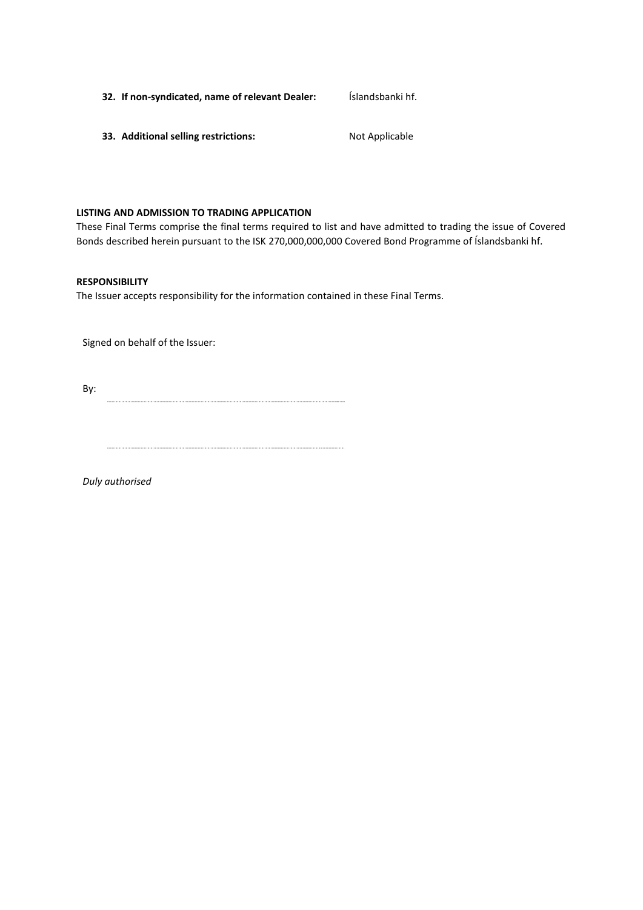**32. If non-syndicated, name of relevant Dealer:** Íslandsbanki hf.

**33. Additional selling restrictions:** Not Applicable

**LISTING AND ADMISSION TO TRADING APPLICATION**

These Final Terms comprise the final terms required to list and have admitted to trading the issue of Covered Bonds described herein pursuant to the ISK 270,000,000,000 Covered Bond Programme of Íslandsbanki hf.

**RESPONSIBILITY**

The Issuer accepts responsibility for the information contained in these Final Terms.

Signed on behalf of the Issuer:

By: ..............................................................................

..............................................................................

*Duly authorised*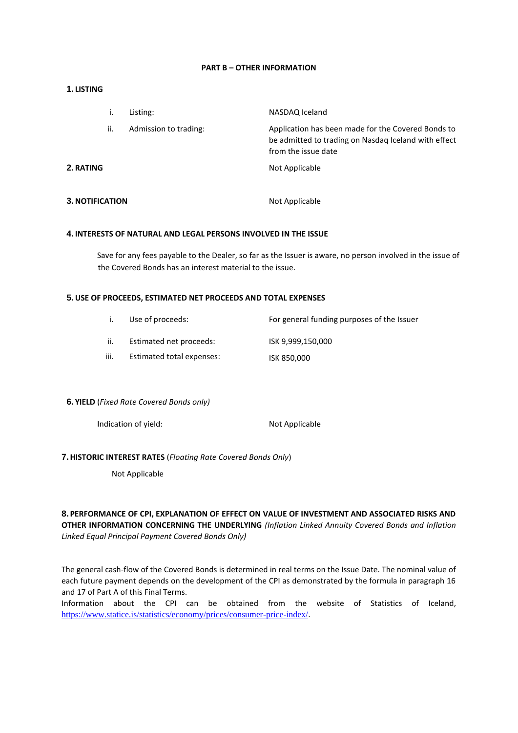## PART B – OTHER INFORMATION

### 1. LISTING

| | | |
|---|---|---|
| i. | Listing: | NASDAQ Iceland |
| ii. | Admission to trading: | Application has been made for the Covered Bonds to be admitted to trading on Nasdaq Iceland with effect from the issue date |

### 2. RATING

Not Applicable

### 3. NOTIFICATION

Not Applicable

### 4. INTERESTS OF NATURAL AND LEGAL PERSONS INVOLVED IN THE ISSUE

Save for any fees payable to the Dealer, so far as the Issuer is aware, no person involved in the issue of the Covered Bonds has an interest material to the issue.

### 5. USE OF PROCEEDS, ESTIMATED NET PROCEEDS AND TOTAL EXPENSES

| | | |
|---|---|---|
| i. | Use of proceeds: | For general funding purposes of the Issuer |
| ii. | Estimated net proceeds: | ISK 9,999,150,000 |
| iii. | Estimated total expenses: | ISK 850,000 |

### 6. YIELD (*Fixed Rate Covered Bonds only)*

Indication of yield: Not Applicable

### 7. HISTORIC INTEREST RATES (*Floating Rate Covered Bonds Only*)

Not Applicable

### 8. PERFORMANCE OF CPI, EXPLANATION OF EFFECT ON VALUE OF INVESTMENT AND ASSOCIATED RISKS AND OTHER INFORMATION CONCERNING THE UNDERLYING *(Inflation Linked Annuity Covered Bonds and Inflation Linked Equal Principal Payment Covered Bonds Only)*

The general cash-flow of the Covered Bonds is determined in real terms on the Issue Date. The nominal value of each future payment depends on the development of the CPI as demonstrated by the formula in paragraph 16 and 17 of Part A of this Final Terms.

Information about the CPI can be obtained from the website of Statistics of Iceland, https://www.statice.is/statistics/economy/prices/consumer-price-index/.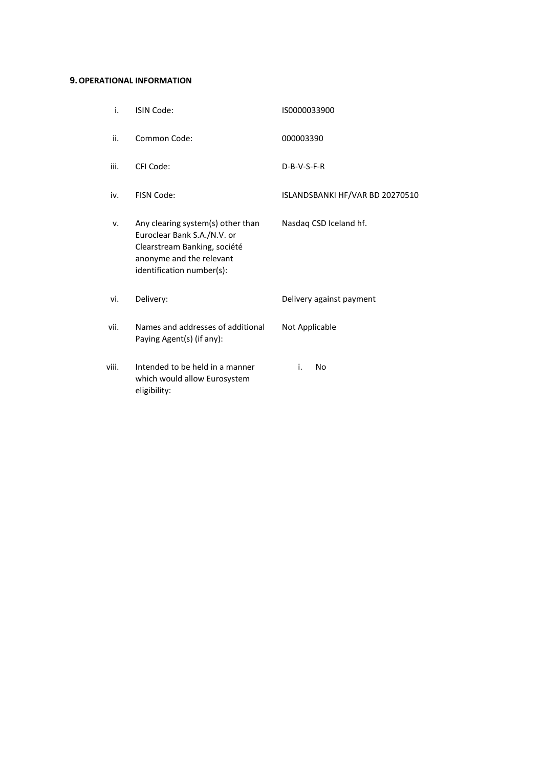## 9. OPERATIONAL INFORMATION

| | | |
|---|---|---|
| i. | ISIN Code: | IS0000033900 |
| ii. | Common Code: | 000003390 |
| iii. | CFI Code: | D-B-V-S-F-R |
| iv. | FISN Code: | ISLANDSBANKI HF/VAR BD 20270510 |
| v. | Any clearing system(s) other than Euroclear Bank S.A./N.V. or Clearstream Banking, société anonyme and the relevant identification number(s): | Nasdaq CSD Iceland hf. |
| vi. | Delivery: | Delivery against payment |
| vii. | Names and addresses of additional Paying Agent(s) (if any): | Not Applicable |
| viii. | Intended to be held in a manner which would allow Eurosystem eligibility: | i. No |